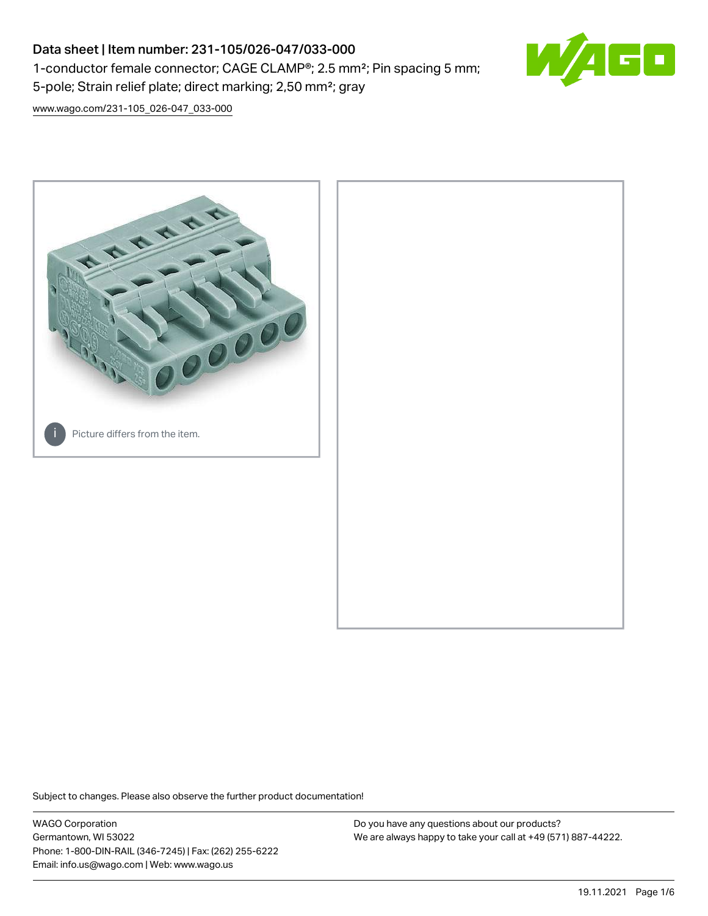# Data sheet | Item number: 231-105/026-047/033-000

1-conductor female connector; CAGE CLAMP®; 2.5 mm²; Pin spacing 5 mm; 5-pole; Strain relief plate; direct marking; 2,50 mm²; gray

www.wago.com/231-105_026-047_033-000

Picture differs from the item.

Subject to changes. Please also observe the further product documentation!

WAGO Corporation
Germantown, WI 53022
Phone: 1-800-DIN-RAIL (346-7245) | Fax: (262) 255-6222
Email: info.us@wago.com | Web: www.wago.us

Do you have any questions about our products?
We are always happy to take your call at +49 (571) 887-44222.

19.11.2021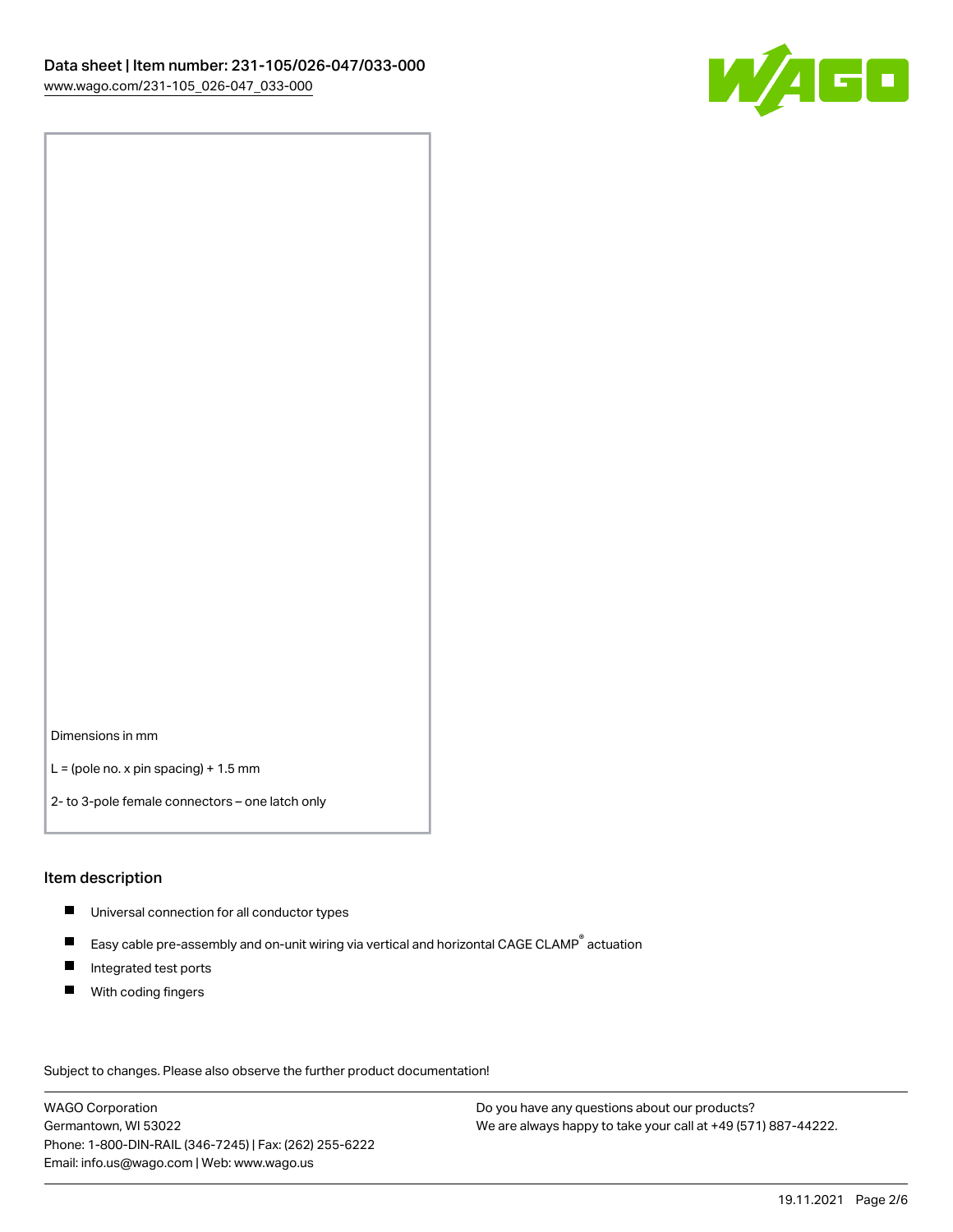Dimensions in mm

L = (pole no. x pin spacing) + 1.5 mm

2- to 3-pole female connectors – one latch only

## Item description

- Universal connection for all conductor types
- Easy cable pre-assembly and on-unit wiring via vertical and horizontal CAGE CLAMP® actuation
- Integrated test ports
- With coding fingers

Subject to changes. Please also observe the further product documentation!

WAGO Corporation
Germantown, WI 53022
Phone: 1-800-DIN-RAIL (346-7245) | Fax: (262) 255-6222
Email: info.us@wago.com | Web: www.wago.us

Do you have any questions about our products?
We are always happy to take your call at +49 (571) 887-44222.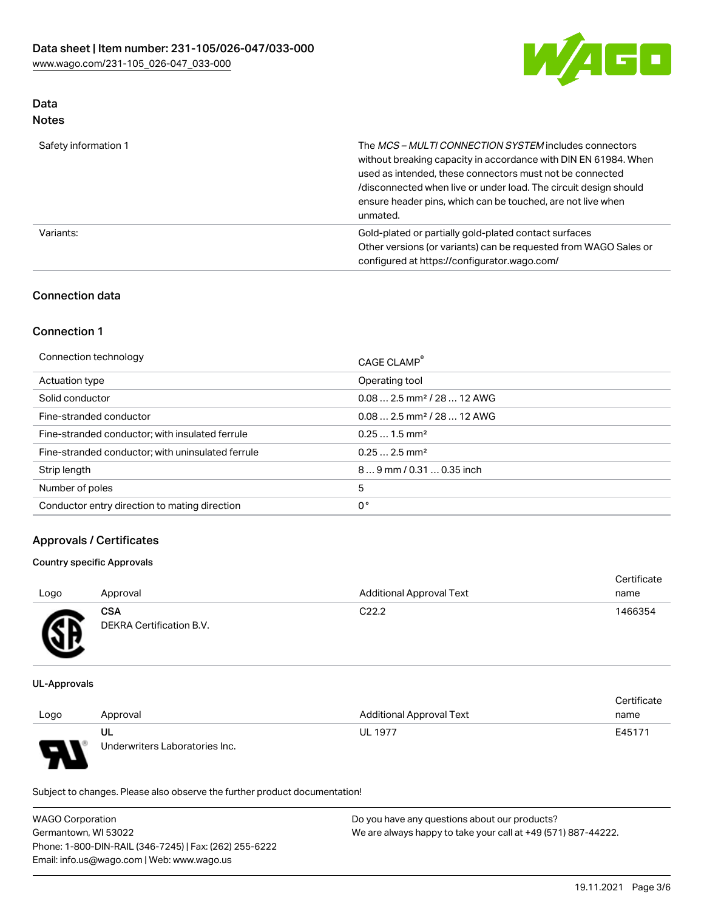## Data
### Notes

| | |
|---|---|
| Safety information 1 | The *MCS – MULTI CONNECTION SYSTEM* includes connectors without breaking capacity in accordance with DIN EN 61984. When used as intended, these connectors must not be connected /disconnected when live or under load. The circuit design should ensure header pins, which can be touched, are not live when unmated. |
| Variants: | Gold-plated or partially gold-plated contact surfaces<br>Other versions (or variants) can be requested from WAGO Sales or configured at https://configurator.wago.com/ |

### Connection data

### Connection 1

| | |
|---|---|
| Connection technology | CAGE CLAMP® |
| Actuation type | Operating tool |
| Solid conductor | 0.08 … 2.5 mm² / 28 … 12 AWG |
| Fine-stranded conductor | 0.08 … 2.5 mm² / 28 … 12 AWG |
| Fine-stranded conductor; with insulated ferrule | 0.25 … 1.5 mm² |
| Fine-stranded conductor; with uninsulated ferrule | 0.25 … 2.5 mm² |
| Strip length | 8 … 9 mm / 0.31 … 0.35 inch |
| Number of poles | 5 |
| Conductor entry direction to mating direction | 0 ° |

## Approvals / Certificates

#### Country specific Approvals

| Logo | Approval | Additional Approval Text | Certificate name |
|---|---|---|---|
| | **CSA**<br>DEKRA Certification B.V. | C22.2 | 1466354 |

#### UL-Approvals

| Logo | Approval | Additional Approval Text | Certificate name |
|---|---|---|---|
| | **UL**<br>Underwriters Laboratories Inc. | UL 1977 | E45171 |

Subject to changes. Please also observe the further product documentation!

WAGO Corporation
Germantown, WI 53022
Phone: 1-800-DIN-RAIL (346-7245) | Fax: (262) 255-6222
Email: info.us@wago.com | Web: www.wago.us

Do you have any questions about our products?
We are always happy to take your call at +49 (571) 887-44222.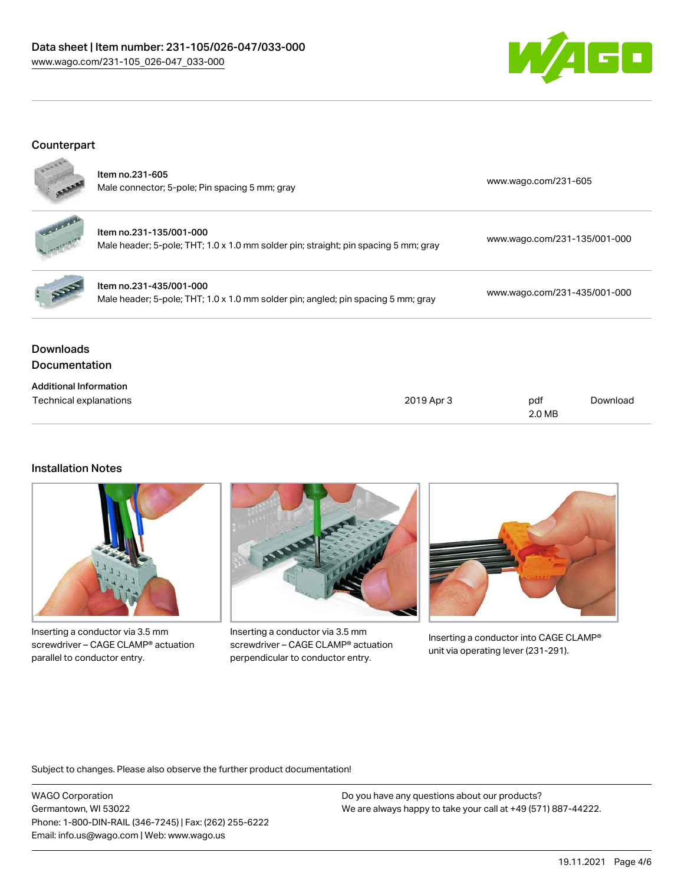## Counterpart

| | | |
|---|---|---|
| Item no.231-605<br>Male connector; 5-pole; Pin spacing 5 mm; gray | www.wago.com/231-605 |
| Item no.231-135/001-000<br>Male header; 5-pole; THT; 1.0 x 1.0 mm solder pin; straight; pin spacing 5 mm; gray | www.wago.com/231-135/001-000 |
| Item no.231-435/001-000<br>Male header; 5-pole; THT; 1.0 x 1.0 mm solder pin; angled; pin spacing 5 mm; gray | www.wago.com/231-435/001-000 |

## Downloads

### Documentation

**Additional Information**

| | | | |
|---|---|---|---|
| Technical explanations | 2019 Apr 3 | pdf<br>2.0 MB | Download |

## Installation Notes

Inserting a conductor via 3.5 mm screwdriver – CAGE CLAMP® actuation parallel to conductor entry.

Inserting a conductor via 3.5 mm screwdriver – CAGE CLAMP® actuation perpendicular to conductor entry.

Inserting a conductor into CAGE CLAMP® unit via operating lever (231-291).

Subject to changes. Please also observe the further product documentation!

WAGO Corporation
Germantown, WI 53022
Phone: 1-800-DIN-RAIL (346-7245) | Fax: (262) 255-6222
Email: info.us@wago.com | Web: www.wago.us

Do you have any questions about our products?
We are always happy to take your call at +49 (571) 887-44222.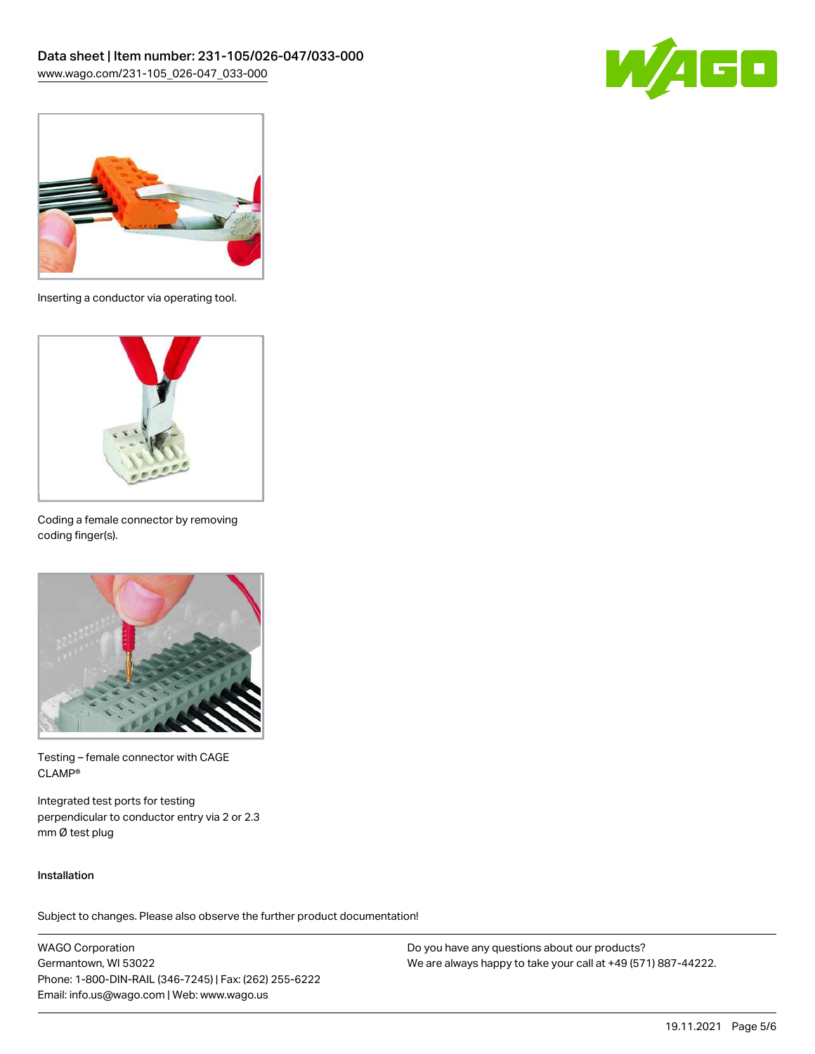Inserting a conductor via operating tool.

Coding a female connector by removing coding finger(s).

Testing – female connector with CAGE CLAMP®

Integrated test ports for testing perpendicular to conductor entry via 2 or 2.3 mm Ø test plug

Installation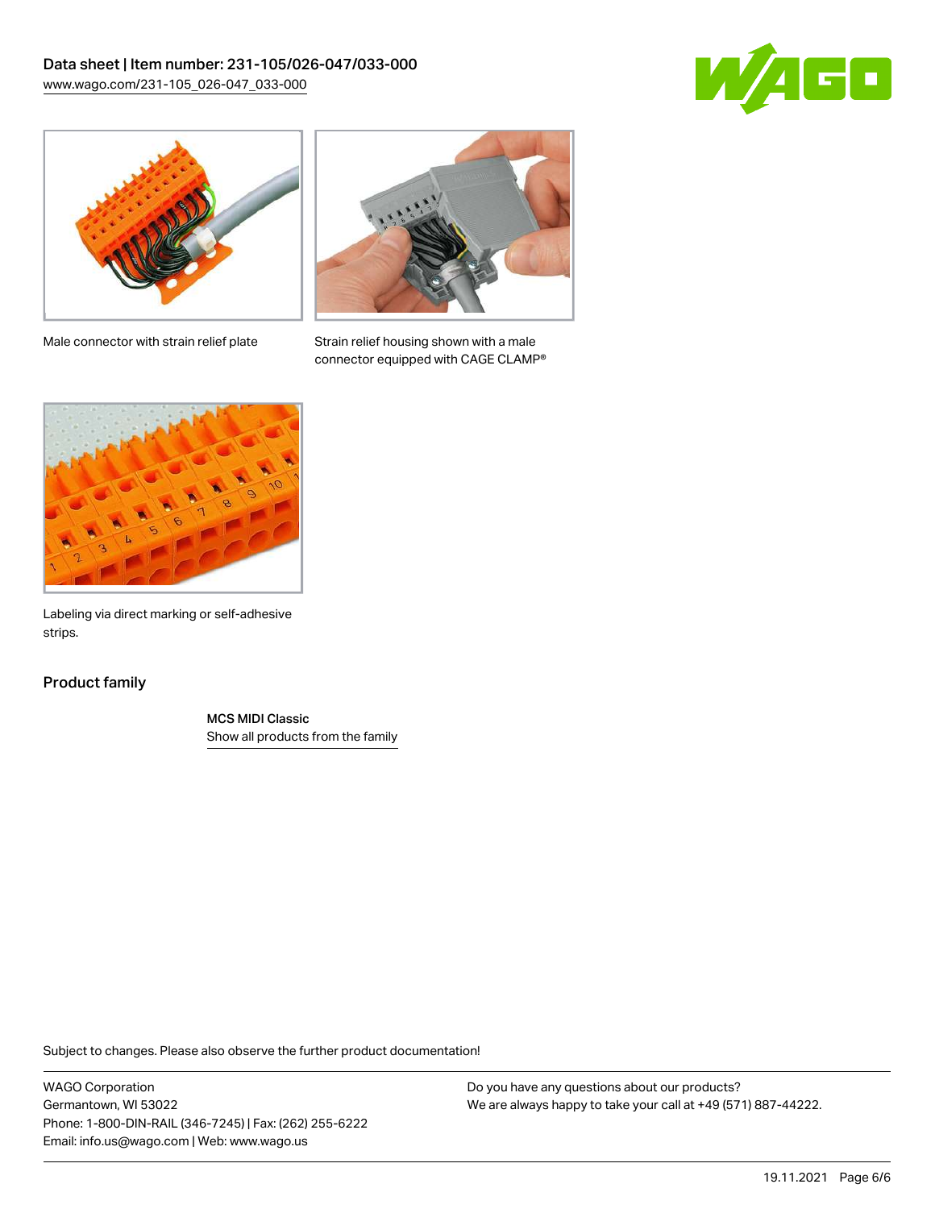Male connector with strain relief plate

Strain relief housing shown with a male connector equipped with CAGE CLAMP®

Labeling via direct marking or self-adhesive strips.

## Product family

MCS MIDI Classic
Show all products from the family

Subject to changes. Please also observe the further product documentation!

WAGO Corporation
Germantown, WI 53022
Phone: 1-800-DIN-RAIL (346-7245) | Fax: (262) 255-6222
Email: info.us@wago.com | Web: www.wago.us

Do you have any questions about our products?
We are always happy to take your call at +49 (571) 887-44222.